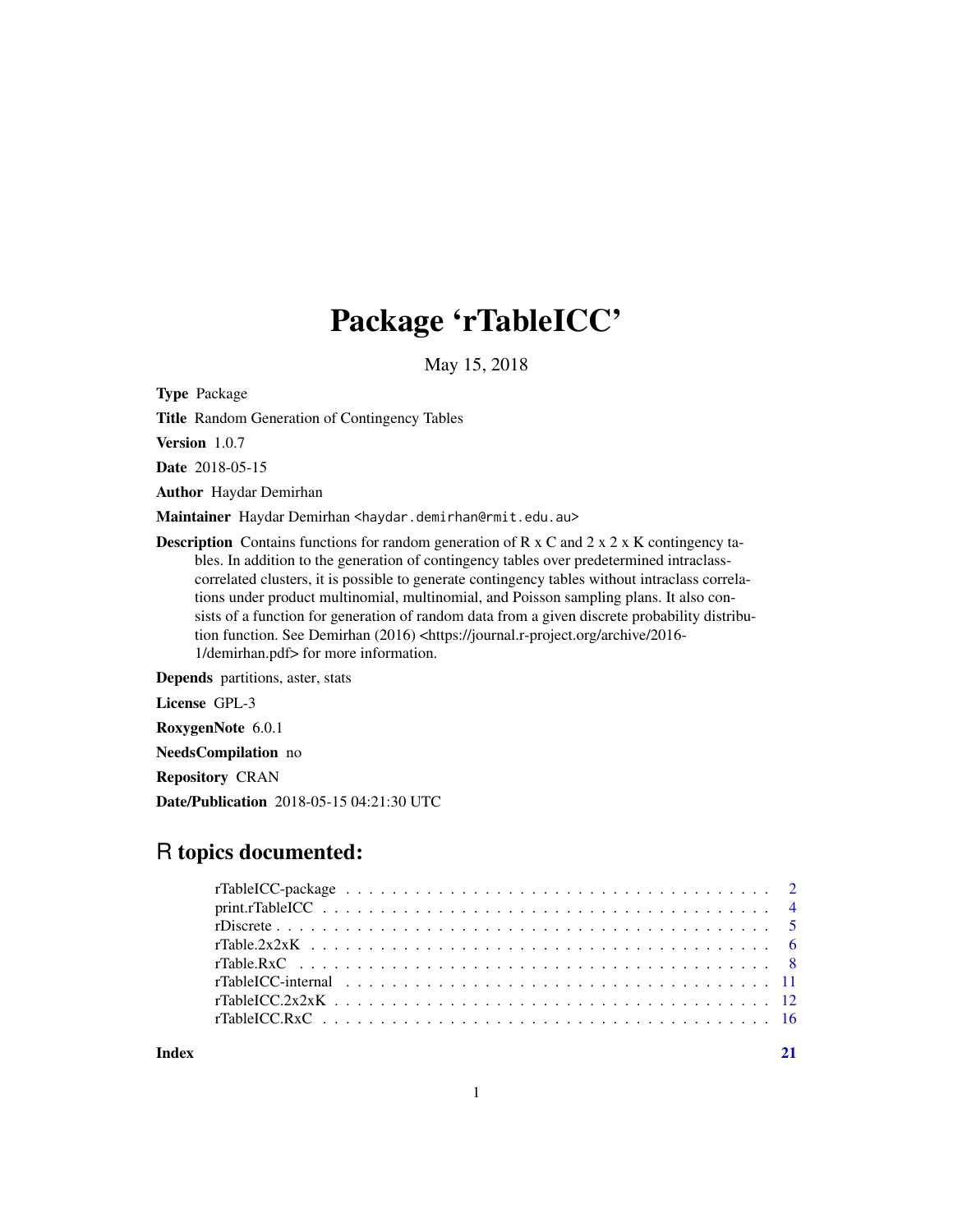# Package 'rTableICC'

May 15, 2018

**Type** Package

**Title** Random Generation of Contingency Tables

**Version** 1.0.7

**Date** 2018-05-15

**Author** Haydar Demirhan

**Maintainer** Haydar Demirhan <haydar.demirhan@rmit.edu.au>

**Description** Contains functions for random generation of R x C and 2 x 2 x K contingency tables. In addition to the generation of contingency tables over predetermined intraclass-correlated clusters, it is possible to generate contingency tables without intraclass correlations under product multinomial, multinomial, and Poisson sampling plans. It also consists of a function for generation of random data from a given discrete probability distribution function. See Demirhan (2016) <https://journal.r-project.org/archive/2016-1/demirhan.pdf> for more information.

**Depends** partitions, aster, stats

**License** GPL-3

**RoxygenNote** 6.0.1

**NeedsCompilation** no

**Repository** CRAN

**Date/Publication** 2018-05-15 04:21:30 UTC

## R topics documented:

- rTableICC-package . . . . . . . . . . . . . . . . . . . . . . . . . . . . . . . . . . . . 2
- print.rTableICC . . . . . . . . . . . . . . . . . . . . . . . . . . . . . . . . . . . . . 4
- rDiscrete . . . . . . . . . . . . . . . . . . . . . . . . . . . . . . . . . . . . . . . . . 5
- rTable.2x2xK . . . . . . . . . . . . . . . . . . . . . . . . . . . . . . . . . . . . . . . 6
- rTable.RxC . . . . . . . . . . . . . . . . . . . . . . . . . . . . . . . . . . . . . . . . 8
- rTableICC-internal . . . . . . . . . . . . . . . . . . . . . . . . . . . . . . . . . . . . 11
- rTableICC.2x2xK . . . . . . . . . . . . . . . . . . . . . . . . . . . . . . . . . . . . . 12
- rTableICC.RxC . . . . . . . . . . . . . . . . . . . . . . . . . . . . . . . . . . . . . . 16

**Index** 21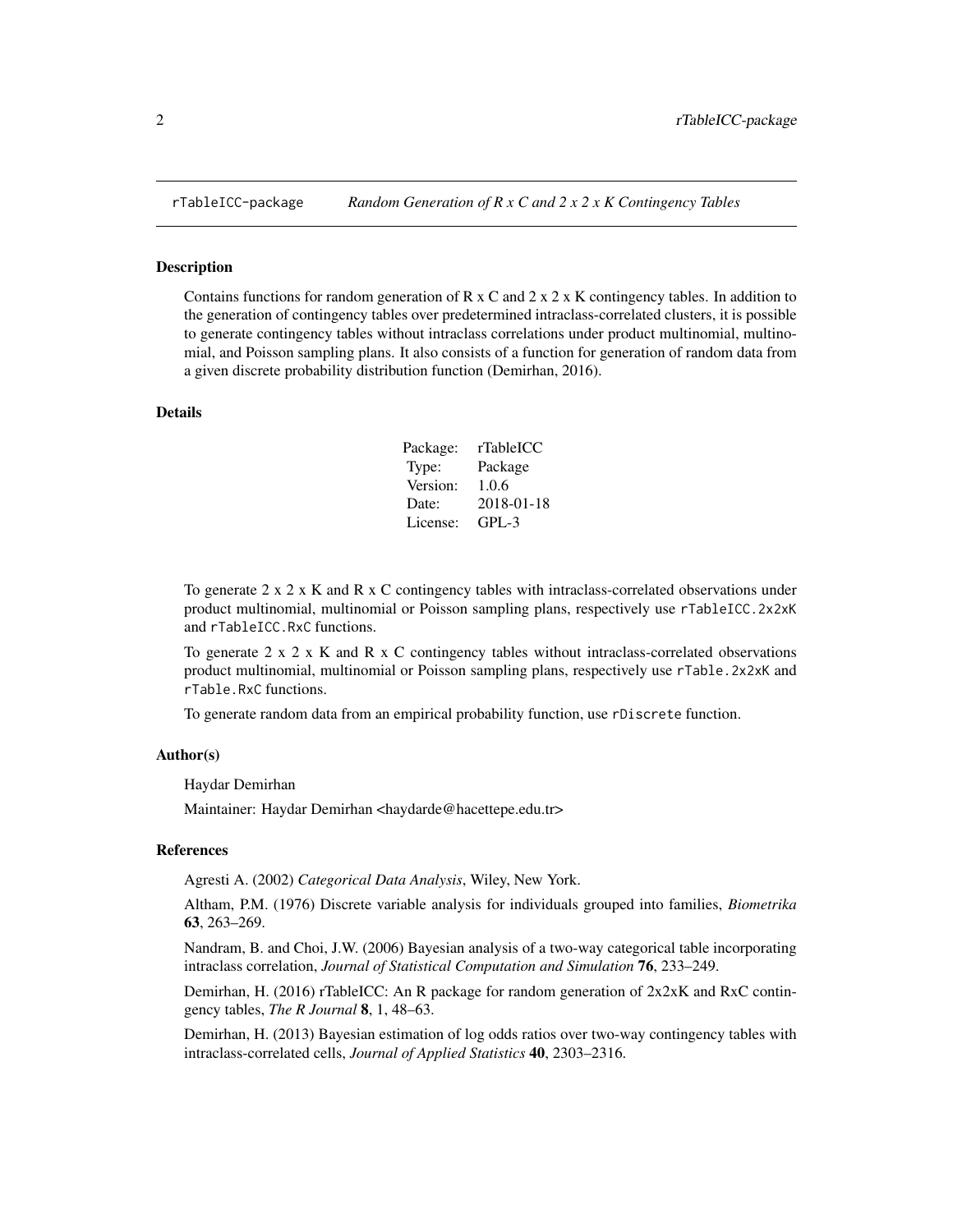rTableICC-package *Random Generation of R x C and 2 x 2 x K Contingency Tables*

## Description

Contains functions for random generation of R x C and 2 x 2 x K contingency tables. In addition to the generation of contingency tables over predetermined intraclass-correlated clusters, it is possible to generate contingency tables without intraclass correlations under product multinomial, multinomial, and Poisson sampling plans. It also consists of a function for generation of random data from a given discrete probability distribution function (Demirhan, 2016).

## Details

| | |
|---|---|
| Package: | rTableICC |
| Type: | Package |
| Version: | 1.0.6 |
| Date: | 2018-01-18 |
| License: | GPL-3 |

To generate 2 x 2 x K and R x C contingency tables with intraclass-correlated observations under product multinomial, multinomial or Poisson sampling plans, respectively use `rTableICC.2x2xK` and `rTableICC.RxC` functions.

To generate 2 x 2 x K and R x C contingency tables without intraclass-correlated observations product multinomial, multinomial or Poisson sampling plans, respectively use `rTable.2x2xK` and `rTable.RxC` functions.

To generate random data from an empirical probability function, use `rDiscrete` function.

## Author(s)

Haydar Demirhan

Maintainer: Haydar Demirhan <haydarde@hacettepe.edu.tr>

## References

Agresti A. (2002) *Categorical Data Analysis*, Wiley, New York.

Altham, P.M. (1976) Discrete variable analysis for individuals grouped into families, *Biometrika* **63**, 263–269.

Nandram, B. and Choi, J.W. (2006) Bayesian analysis of a two-way categorical table incorporating intraclass correlation, *Journal of Statistical Computation and Simulation* **76**, 233–249.

Demirhan, H. (2016) rTableICC: An R package for random generation of 2x2xK and RxC contingency tables, *The R Journal* **8**, 1, 48–63.

Demirhan, H. (2013) Bayesian estimation of log odds ratios over two-way contingency tables with intraclass-correlated cells, *Journal of Applied Statistics* **40**, 2303–2316.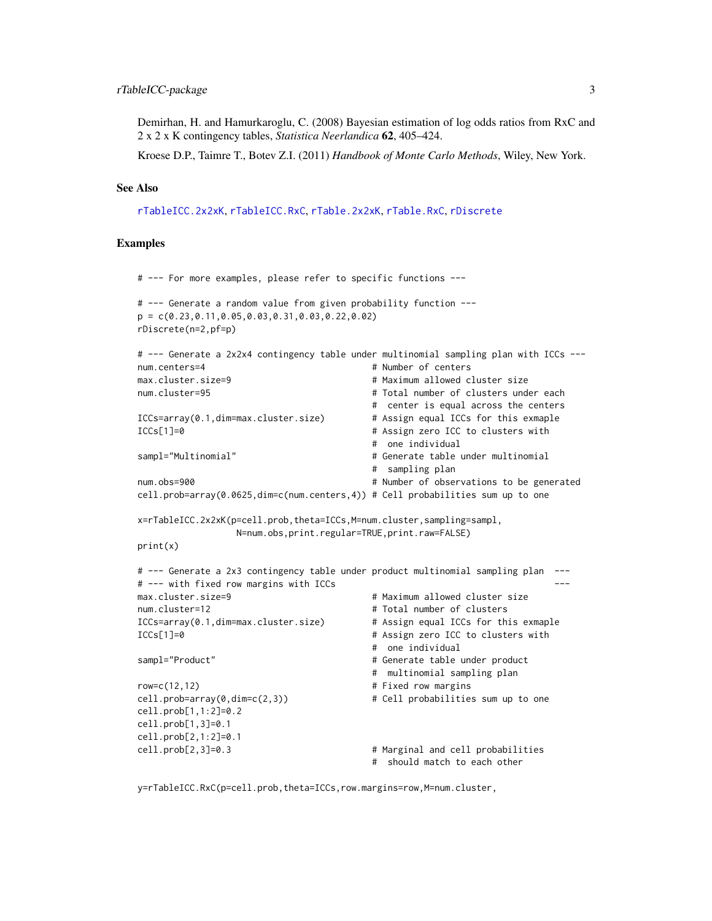Demirhan, H. and Hamurkaroglu, C. (2008) Bayesian estimation of log odds ratios from RxC and 2 x 2 x K contingency tables, *Statistica Neerlandica* **62**, 405–424.

Kroese D.P., Taimre T., Botev Z.I. (2011) *Handbook of Monte Carlo Methods*, Wiley, New York.

## See Also

rTableICC.2x2xK, rTableICC.RxC, rTable.2x2xK, rTable.RxC, rDiscrete

## Examples

```
# --- For more examples, please refer to specific functions ---

# --- Generate a random value from given probability function ---
p = c(0.23,0.11,0.05,0.03,0.31,0.03,0.22,0.02)
rDiscrete(n=2,pf=p)

# --- Generate a 2x2x4 contingency table under multinomial sampling plan with ICCs ---
num.centers=4                              # Number of centers
max.cluster.size=9                         # Maximum allowed cluster size
num.cluster=95                             # Total number of clusters under each
                                           #  center is equal across the centers
ICCs=array(0.1,dim=max.cluster.size)       # Assign equal ICCs for this exmaple
ICCs[1]=0                                  # Assign zero ICC to clusters with
                                           #  one individual
sampl="Multinomial"                        # Generate table under multinomial
                                           #  sampling plan
num.obs=900                                # Number of observations to be generated
cell.prob=array(0.0625,dim=c(num.centers,4)) # Cell probabilities sum up to one

x=rTableICC.2x2xK(p=cell.prob,theta=ICCs,M=num.cluster,sampling=sampl,
                  N=num.obs,print.regular=TRUE,print.raw=FALSE)
print(x)

# --- Generate a 2x3 contingency table under product multinomial sampling plan  ---
# --- with fixed row margins with ICCs                                          ---
max.cluster.size=9                         # Maximum allowed cluster size
num.cluster=12                             # Total number of clusters
ICCs=array(0.1,dim=max.cluster.size)       # Assign equal ICCs for this exmaple
ICCs[1]=0                                  # Assign zero ICC to clusters with
                                           #  one individual
sampl="Product"                            # Generate table under product
                                           #  multinomial sampling plan
row=c(12,12)                               # Fixed row margins
cell.prob=array(0,dim=c(2,3))              # Cell probabilities sum up to one
cell.prob[1,1:2]=0.2
cell.prob[1,3]=0.1
cell.prob[2,1:2]=0.1
cell.prob[2,3]=0.3                         # Marginal and cell probabilities
                                           #  should match to each other

y=rTableICC.RxC(p=cell.prob,theta=ICCs,row.margins=row,M=num.cluster,
```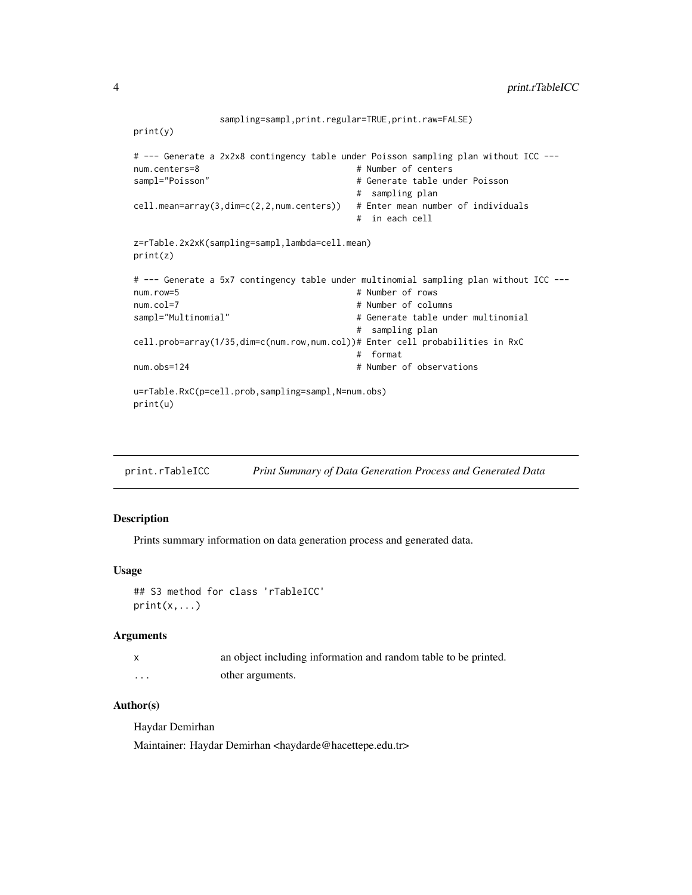```
            sampling=sampl,print.regular=TRUE,print.raw=FALSE)
print(y)

# --- Generate a 2x2x8 contingency table under Poisson sampling plan without ICC ---
num.centers=8                              # Number of centers
sampl="Poisson"                            # Generate table under Poisson
                                           #  sampling plan
cell.mean=array(3,dim=c(2,2,num.centers))  # Enter mean number of individuals
                                           #  in each cell

z=rTable.2x2xK(sampling=sampl,lambda=cell.mean)
print(z)

# --- Generate a 5x7 contingency table under multinomial sampling plan without ICC ---
num.row=5                                  # Number of rows
num.col=7                                  # Number of columns
sampl="Multinomial"                        # Generate table under multinomial
                                           #  sampling plan
cell.prob=array(1/35,dim=c(num.row,num.col))# Enter cell probabilities in RxC
                                           #  format
num.obs=124                                # Number of observations

u=rTable.RxC(p=cell.prob,sampling=sampl,N=num.obs)
print(u)
```

---

## print.rTableICC — *Print Summary of Data Generation Process and Generated Data*

### Description

Prints summary information on data generation process and generated data.

### Usage

```
## S3 method for class 'rTableICC'
print(x,...)
```

### Arguments

| | |
|---|---|
| x | an object including information and random table to be printed. |
| ... | other arguments. |

### Author(s)

Haydar Demirhan

Maintainer: Haydar Demirhan <haydarde@hacettepe.edu.tr>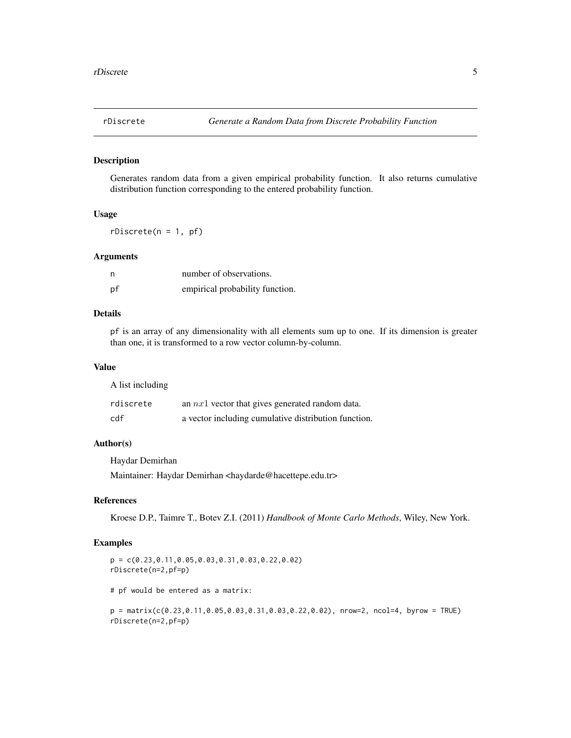# rDiscrete — *Generate a Random Data from Discrete Probability Function*

## Description

Generates random data from a given empirical probability function. It also returns cumulative distribution function corresponding to the entered probability function.

## Usage

```
rDiscrete(n = 1, pf)
```

## Arguments

| | |
|---|---|
| `n` | number of observations. |
| `pf` | empirical probability function. |

## Details

`pf` is an array of any dimensionality with all elements sum up to one. If its dimension is greater than one, it is transformed to a row vector column-by-column.

## Value

A list including

| | |
|---|---|
| `rdiscrete` | an $nx1$ vector that gives generated random data. |
| `cdf` | a vector including cumulative distribution function. |

## Author(s)

Haydar Demirhan

Maintainer: Haydar Demirhan <haydarde@hacettepe.edu.tr>

## References

Kroese D.P., Taimre T., Botev Z.I. (2011) *Handbook of Monte Carlo Methods*, Wiley, New York.

## Examples

```
p = c(0.23,0.11,0.05,0.03,0.31,0.03,0.22,0.02)
rDiscrete(n=2,pf=p)

# pf would be entered as a matrix:

p = matrix(c(0.23,0.11,0.05,0.03,0.31,0.03,0.22,0.02), nrow=2, ncol=4, byrow = TRUE)
rDiscrete(n=2,pf=p)
```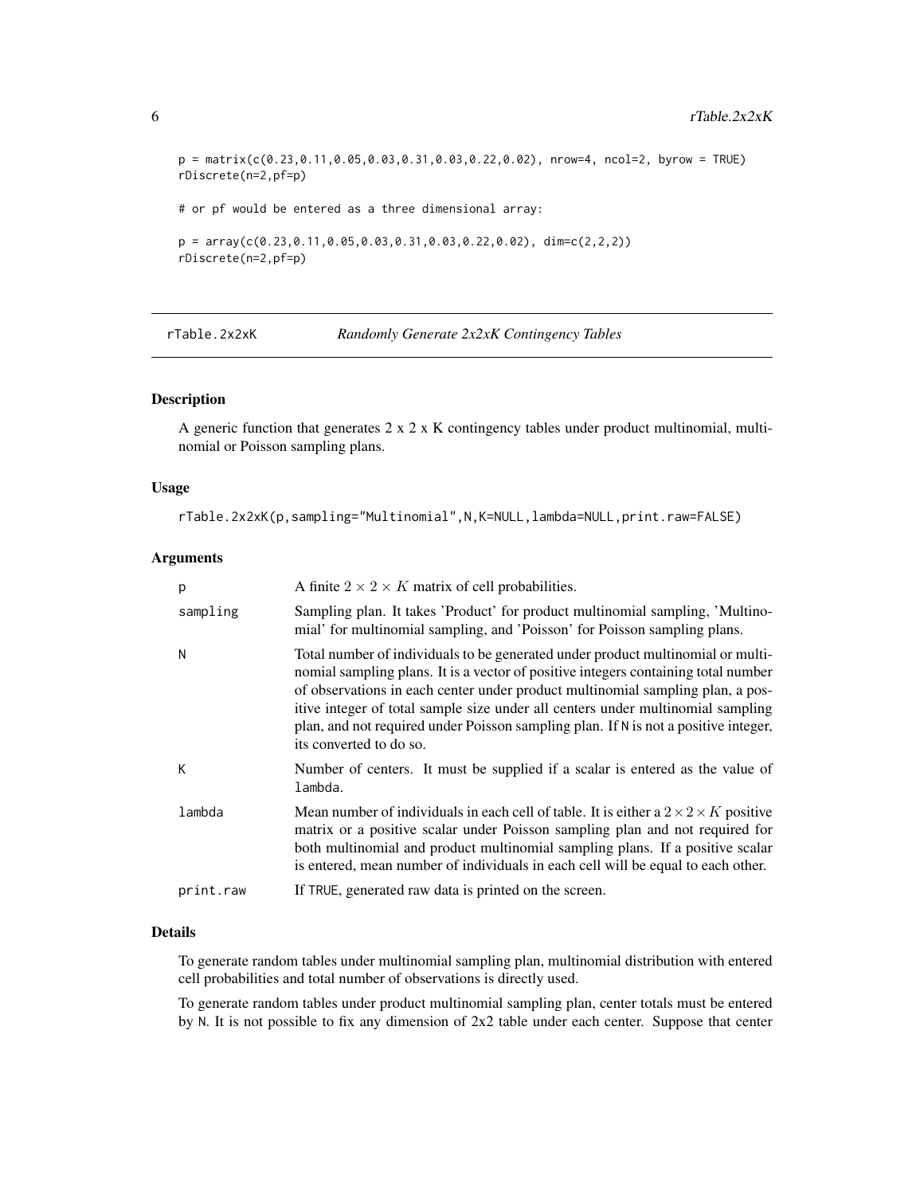```
p = matrix(c(0.23,0.11,0.05,0.03,0.31,0.03,0.22,0.02), nrow=4, ncol=2, byrow = TRUE)
rDiscrete(n=2,pf=p)

# or pf would be entered as a three dimensional array:

p = array(c(0.23,0.11,0.05,0.03,0.31,0.03,0.22,0.02), dim=c(2,2,2))
rDiscrete(n=2,pf=p)
```

---

## rTable.2x2xK — *Randomly Generate 2x2xK Contingency Tables*

---

### Description

A generic function that generates 2 x 2 x K contingency tables under product multinomial, multinomial or Poisson sampling plans.

### Usage

```
rTable.2x2xK(p,sampling="Multinomial",N,K=NULL,lambda=NULL,print.raw=FALSE)
```

### Arguments

| | |
|---|---|
| `p` | A finite $2 \times 2 \times K$ matrix of cell probabilities. |
| `sampling` | Sampling plan. It takes 'Product' for product multinomial sampling, 'Multinomial' for multinomial sampling, and 'Poisson' for Poisson sampling plans. |
| `N` | Total number of individuals to be generated under product multinomial or multinomial sampling plans. It is a vector of positive integers containing total number of observations in each center under product multinomial sampling plan, a positive integer of total sample size under all centers under multinomial sampling plan, and not required under Poisson sampling plan. If `N` is not a positive integer, its converted to do so. |
| `K` | Number of centers. It must be supplied if a scalar is entered as the value of `lambda`. |
| `lambda` | Mean number of individuals in each cell of table. It is either a $2 \times 2 \times K$ positive matrix or a positive scalar under Poisson sampling plan and not required for both multinomial and product multinomial sampling plans. If a positive scalar is entered, mean number of individuals in each cell will be equal to each other. |
| `print.raw` | If `TRUE`, generated raw data is printed on the screen. |

### Details

To generate random tables under multinomial sampling plan, multinomial distribution with entered cell probabilities and total number of observations is directly used.

To generate random tables under product multinomial sampling plan, center totals must be entered by `N`. It is not possible to fix any dimension of 2x2 table under each center. Suppose that center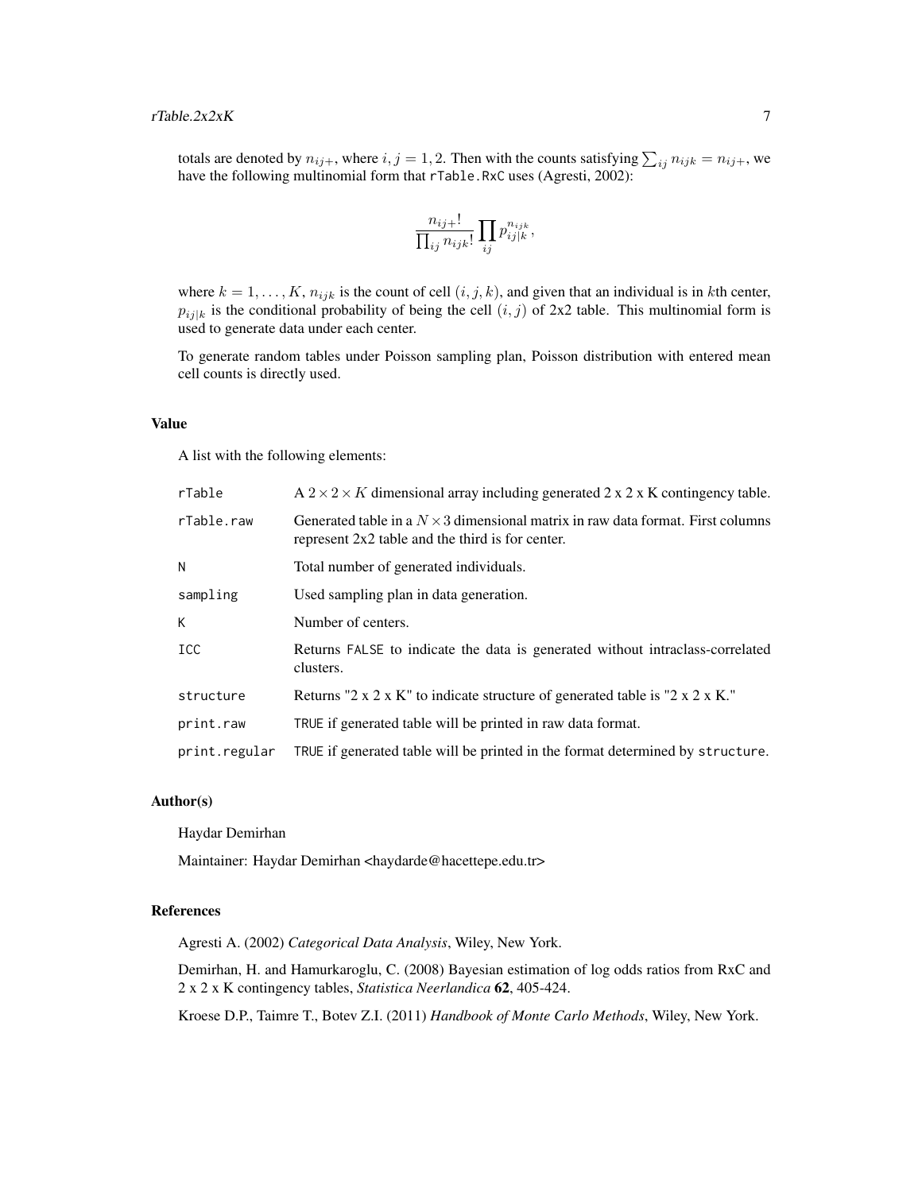totals are denoted by $n_{ij+}$, where $i, j = 1, 2$. Then with the counts satisfying $\sum_{ij} n_{ijk} = n_{ij+}$, we have the following multinomial form that `rTable.RxC` uses (Agresti, 2002):

$$\frac{n_{ij+}!}{\prod_{ij} n_{ijk}!} \prod_{ij} p_{ij|k}^{n_{ijk}},$$

where $k = 1, \ldots, K$, $n_{ijk}$ is the count of cell $(i, j, k)$, and given that an individual is in $k$th center, $p_{ij|k}$ is the conditional probability of being the cell $(i, j)$ of 2x2 table. This multinomial form is used to generate data under each center.

To generate random tables under Poisson sampling plan, Poisson distribution with entered mean cell counts is directly used.

### Value

A list with the following elements:

| | |
|---|---|
| `rTable` | A $2 \times 2 \times K$ dimensional array including generated 2 x 2 x K contingency table. |
| `rTable.raw` | Generated table in a $N \times 3$ dimensional matrix in raw data format. First columns represent 2x2 table and the third is for center. |
| `N` | Total number of generated individuals. |
| `sampling` | Used sampling plan in data generation. |
| `K` | Number of centers. |
| `ICC` | Returns `FALSE` to indicate the data is generated without intraclass-correlated clusters. |
| `structure` | Returns "2 x 2 x K" to indicate structure of generated table is "2 x 2 x K." |
| `print.raw` | `TRUE` if generated table will be printed in raw data format. |
| `print.regular` | `TRUE` if generated table will be printed in the format determined by `structure`. |

### Author(s)

Haydar Demirhan

Maintainer: Haydar Demirhan <haydarde@hacettepe.edu.tr>

### References

Agresti A. (2002) *Categorical Data Analysis*, Wiley, New York.

Demirhan, H. and Hamurkaroglu, C. (2008) Bayesian estimation of log odds ratios from RxC and 2 x 2 x K contingency tables, *Statistica Neerlandica* **62**, 405-424.

Kroese D.P., Taimre T., Botev Z.I. (2011) *Handbook of Monte Carlo Methods*, Wiley, New York.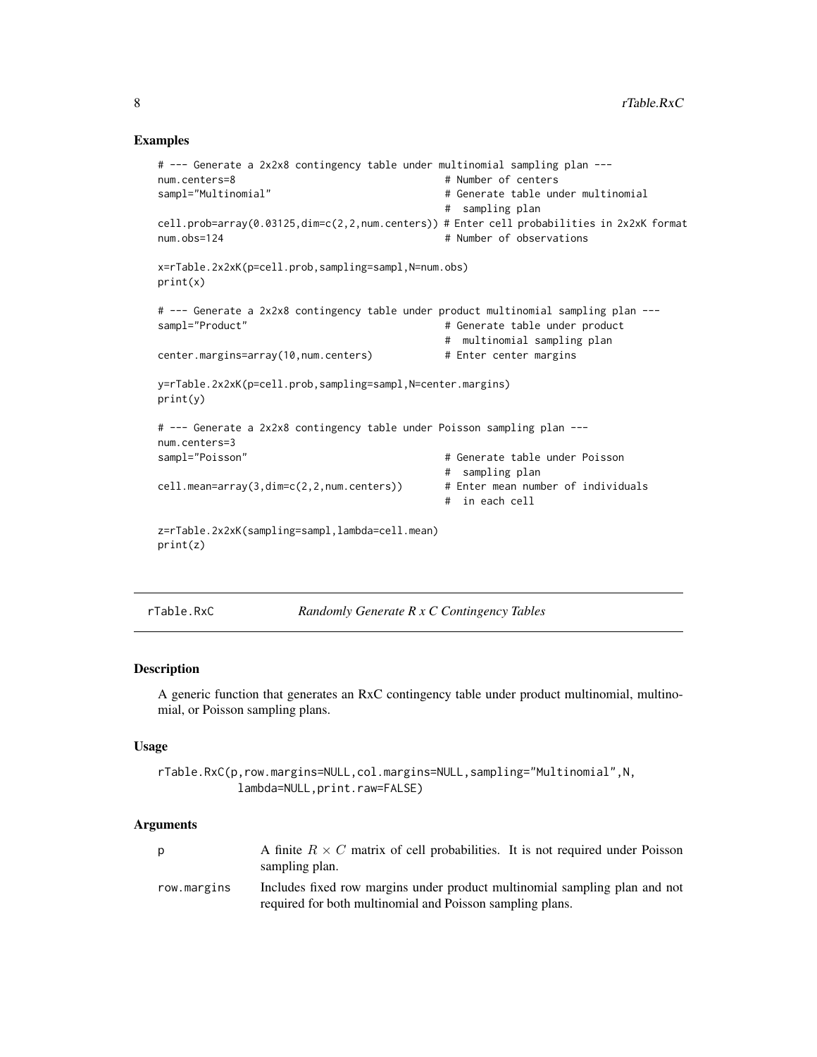## Examples

```
# --- Generate a 2x2x8 contingency table under multinomial sampling plan ---
num.centers=8                                   # Number of centers
sampl="Multinomial"                             # Generate table under multinomial
                                                #  sampling plan
cell.prob=array(0.03125,dim=c(2,2,num.centers)) # Enter cell probabilities in 2x2xK format
num.obs=124                                     # Number of observations

x=rTable.2x2xK(p=cell.prob,sampling=sampl,N=num.obs)
print(x)

# --- Generate a 2x2x8 contingency table under product multinomial sampling plan ---
sampl="Product"                                 # Generate table under product
                                                #  multinomial sampling plan
center.margins=array(10,num.centers)            # Enter center margins

y=rTable.2x2xK(p=cell.prob,sampling=sampl,N=center.margins)
print(y)

# --- Generate a 2x2x8 contingency table under Poisson sampling plan ---
num.centers=3
sampl="Poisson"                                 # Generate table under Poisson
                                                #  sampling plan
cell.mean=array(3,dim=c(2,2,num.centers))       # Enter mean number of individuals
                                                #  in each cell

z=rTable.2x2xK(sampling=sampl,lambda=cell.mean)
print(z)
```

---

# rTable.RxC — *Randomly Generate R x C Contingency Tables*

## Description

A generic function that generates an RxC contingency table under product multinomial, multinomial, or Poisson sampling plans.

## Usage

```
rTable.RxC(p,row.margins=NULL,col.margins=NULL,sampling="Multinomial",N,
           lambda=NULL,print.raw=FALSE)
```

## Arguments

| | |
|---|---|
| p | A finite $R \times C$ matrix of cell probabilities. It is not required under Poisson sampling plan. |
| row.margins | Includes fixed row margins under product multinomial sampling plan and not required for both multinomial and Poisson sampling plans. |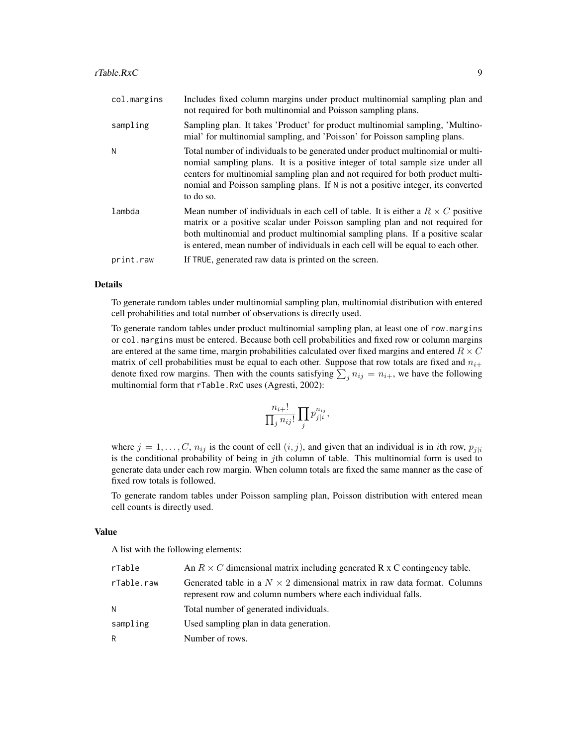| | |
|---|---|
| col.margins | Includes fixed column margins under product multinomial sampling plan and not required for both multinomial and Poisson sampling plans. |
| sampling | Sampling plan. It takes 'Product' for product multinomial sampling, 'Multinomial' for multinomial sampling, and 'Poisson' for Poisson sampling plans. |
| N | Total number of individuals to be generated under product multinomial or multinomial sampling plans. It is a positive integer of total sample size under all centers for multinomial sampling plan and not required for both product multinomial and Poisson sampling plans. If N is not a positive integer, its converted to do so. |
| lambda | Mean number of individuals in each cell of table. It is either a $R \times C$ positive matrix or a positive scalar under Poisson sampling plan and not required for both multinomial and product multinomial sampling plans. If a positive scalar is entered, mean number of individuals in each cell will be equal to each other. |
| print.raw | If TRUE, generated raw data is printed on the screen. |

## Details

To generate random tables under multinomial sampling plan, multinomial distribution with entered cell probabilities and total number of observations is directly used.

To generate random tables under product multinomial sampling plan, at least one of row.margins or col.margins must be entered. Because both cell probabilities and fixed row or column margins are entered at the same time, margin probabilities calculated over fixed margins and entered $R \times C$ matrix of cell probabilities must be equal to each other. Suppose that row totals are fixed and $n_{i+}$ denote fixed row margins. Then with the counts satisfying $\sum_j n_{ij} = n_{i+}$, we have the following multinomial form that rTable.RxC uses (Agresti, 2002):

$$\frac{n_{i+}!}{\prod_j n_{ij}!} \prod_j p_{j|i}^{n_{ij}},$$

where $j = 1, \ldots, C$, $n_{ij}$ is the count of cell $(i, j)$, and given that an individual is in $i$th row, $p_{j|i}$ is the conditional probability of being in $j$th column of table. This multinomial form is used to generate data under each row margin. When column totals are fixed the same manner as the case of fixed row totals is followed.

To generate random tables under Poisson sampling plan, Poisson distribution with entered mean cell counts is directly used.

## Value

A list with the following elements:

| | |
|---|---|
| rTable | An $R \times C$ dimensional matrix including generated R x C contingency table. |
| rTable.raw | Generated table in a $N \times 2$ dimensional matrix in raw data format. Columns represent row and column numbers where each individual falls. |
| N | Total number of generated individuals. |
| sampling | Used sampling plan in data generation. |
| R | Number of rows. |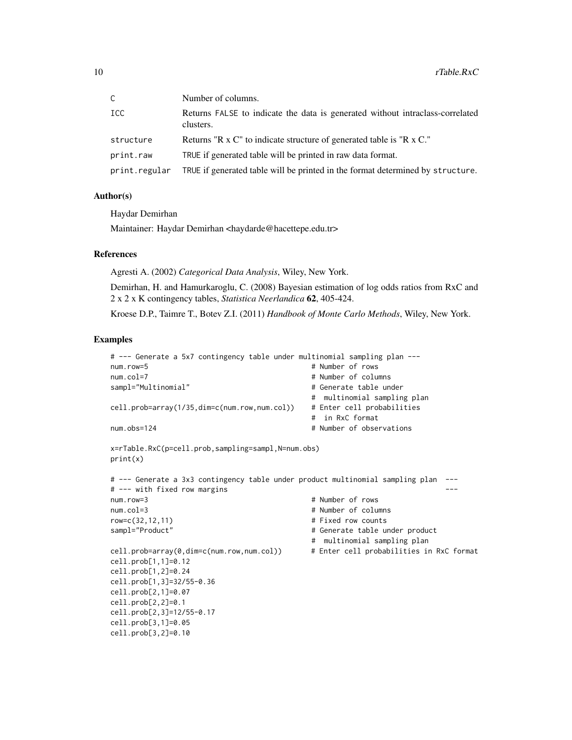| | |
|---|---|
| C | Number of columns. |
| ICC | Returns FALSE to indicate the data is generated without intraclass-correlated clusters. |
| structure | Returns "R x C" to indicate structure of generated table is "R x C." |
| print.raw | TRUE if generated table will be printed in raw data format. |
| print.regular | TRUE if generated table will be printed in the format determined by structure. |

## Author(s)

Haydar Demirhan

Maintainer: Haydar Demirhan <haydarde@hacettepe.edu.tr>

## References

Agresti A. (2002) *Categorical Data Analysis*, Wiley, New York.

Demirhan, H. and Hamurkaroglu, C. (2008) Bayesian estimation of log odds ratios from RxC and 2 x 2 x K contingency tables, *Statistica Neerlandica* **62**, 405-424.

Kroese D.P., Taimre T., Botev Z.I. (2011) *Handbook of Monte Carlo Methods*, Wiley, New York.

## Examples

```
# --- Generate a 5x7 contingency table under multinomial sampling plan ---
num.row=5                                       # Number of rows
num.col=7                                       # Number of columns
sampl="Multinomial"                             # Generate table under
                                                #  multinomial sampling plan
cell.prob=array(1/35,dim=c(num.row,num.col))    # Enter cell probabilities
                                                #  in RxC format
num.obs=124                                     # Number of observations

x=rTable.RxC(p=cell.prob,sampling=sampl,N=num.obs)
print(x)

# --- Generate a 3x3 contingency table under product multinomial sampling plan  ---
# --- with fixed row margins                                                    ---
num.row=3                                       # Number of rows
num.col=3                                       # Number of columns
row=c(32,12,11)                                 # Fixed row counts
sampl="Product"                                 # Generate table under product
                                                #  multinomial sampling plan
cell.prob=array(0,dim=c(num.row,num.col))       # Enter cell probabilities in RxC format
cell.prob[1,1]=0.12
cell.prob[1,2]=0.24
cell.prob[1,3]=32/55-0.36
cell.prob[2,1]=0.07
cell.prob[2,2]=0.1
cell.prob[2,3]=12/55-0.17
cell.prob[3,1]=0.05
cell.prob[3,2]=0.10
```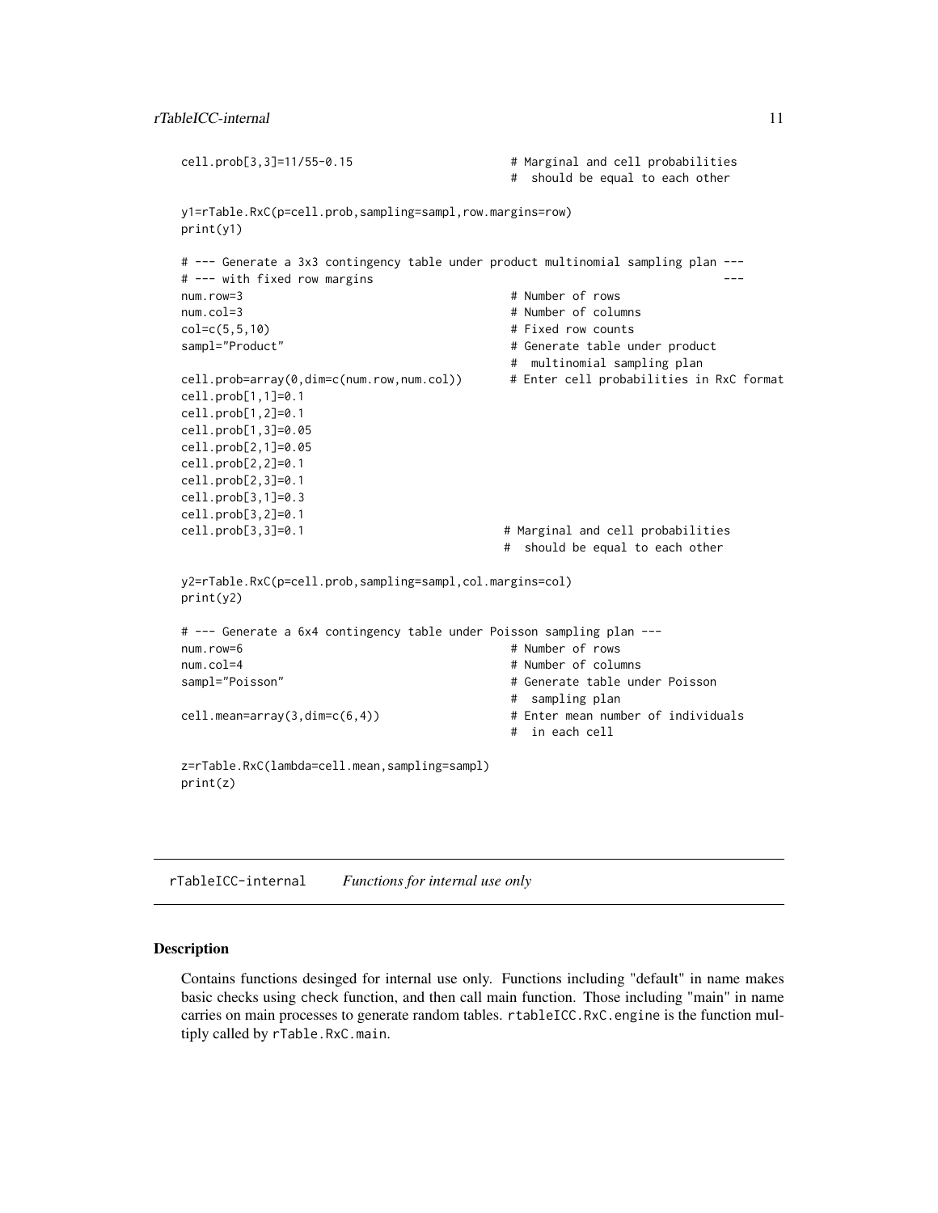```
cell.prob[3,3]=11/55-0.15                        # Marginal and cell probabilities
                                                 #  should be equal to each other

y1=rTable.RxC(p=cell.prob,sampling=sampl,row.margins=row)
print(y1)

# --- Generate a 3x3 contingency table under product multinomial sampling plan ---
# --- with fixed row margins                                                    ---
num.row=3                                        # Number of rows
num.col=3                                        # Number of columns
col=c(5,5,10)                                    # Fixed row counts
sampl="Product"                                  # Generate table under product
                                                 #  multinomial sampling plan
cell.prob=array(0,dim=c(num.row,num.col))        # Enter cell probabilities in RxC format
cell.prob[1,1]=0.1
cell.prob[1,2]=0.1
cell.prob[1,3]=0.05
cell.prob[2,1]=0.05
cell.prob[2,2]=0.1
cell.prob[2,3]=0.1
cell.prob[3,1]=0.3
cell.prob[3,2]=0.1
cell.prob[3,3]=0.1                              # Marginal and cell probabilities
                                                #  should be equal to each other

y2=rTable.RxC(p=cell.prob,sampling=sampl,col.margins=col)
print(y2)

# --- Generate a 6x4 contingency table under Poisson sampling plan ---
num.row=6                                        # Number of rows
num.col=4                                        # Number of columns
sampl="Poisson"                                  # Generate table under Poisson
                                                 #  sampling plan
cell.mean=array(3,dim=c(6,4))                    # Enter mean number of individuals
                                                 #  in each cell

z=rTable.RxC(lambda=cell.mean,sampling=sampl)
print(z)
```

---

rTableICC-internal    *Functions for internal use only*

---

## Description

Contains functions desinged for internal use only. Functions including "default" in name makes basic checks using check function, and then call main function. Those including "main" in name carries on main processes to generate random tables. `rtableICC.RxC.engine` is the function multiply called by `rTable.RxC.main`.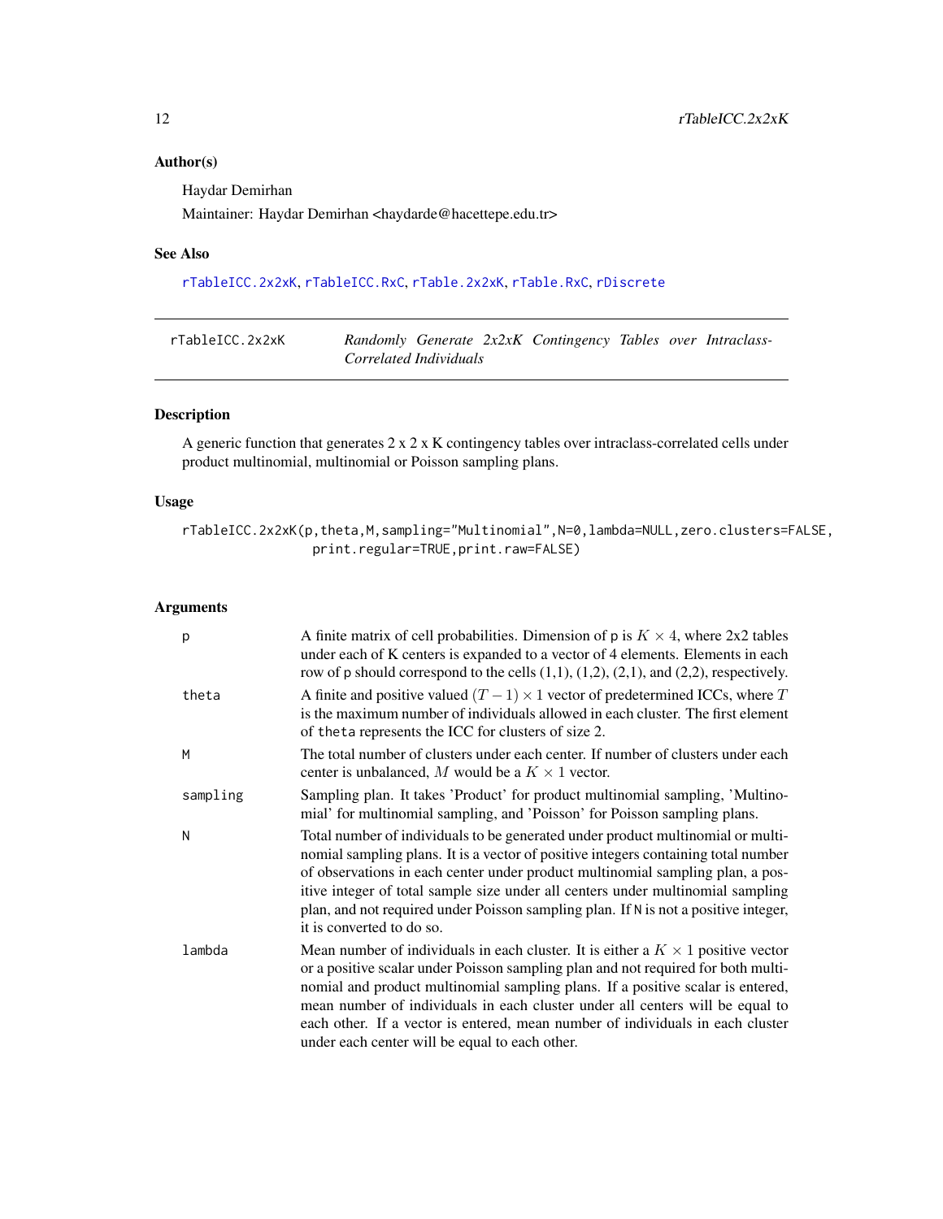## Author(s)

Haydar Demirhan

Maintainer: Haydar Demirhan <haydarde@hacettepe.edu.tr>

## See Also

rTableICC.2x2xK, rTableICC.RxC, rTable.2x2xK, rTable.RxC, rDiscrete

---

| rTableICC.2x2xK | *Randomly Generate 2x2xK Contingency Tables over Intraclass-Correlated Individuals* |
|---|---|

## Description

A generic function that generates 2 x 2 x K contingency tables over intraclass-correlated cells under product multinomial, multinomial or Poisson sampling plans.

## Usage

```
rTableICC.2x2xK(p,theta,M,sampling="Multinomial",N=0,lambda=NULL,zero.clusters=FALSE,
                print.regular=TRUE,print.raw=FALSE)
```

## Arguments

| | |
|---|---|
| `p` | A finite matrix of cell probabilities. Dimension of `p` is $K \times 4$, where 2x2 tables under each of K centers is expanded to a vector of 4 elements. Elements in each row of `p` should correspond to the cells (1,1), (1,2), (2,1), and (2,2), respectively. |
| `theta` | A finite and positive valued $(T-1) \times 1$ vector of predetermined ICCs, where $T$ is the maximum number of individuals allowed in each cluster. The first element of `theta` represents the ICC for clusters of size 2. |
| `M` | The total number of clusters under each center. If number of clusters under each center is unbalanced, $M$ would be a $K \times 1$ vector. |
| `sampling` | Sampling plan. It takes 'Product' for product multinomial sampling, 'Multinomial' for multinomial sampling, and 'Poisson' for Poisson sampling plans. |
| `N` | Total number of individuals to be generated under product multinomial or multinomial sampling plans. It is a vector of positive integers containing total number of observations in each center under product multinomial sampling plan, a positive integer of total sample size under all centers under multinomial sampling plan, and not required under Poisson sampling plan. If `N` is not a positive integer, it is converted to do so. |
| `lambda` | Mean number of individuals in each cluster. It is either a $K \times 1$ positive vector or a positive scalar under Poisson sampling plan and not required for both multinomial and product multinomial sampling plans. If a positive scalar is entered, mean number of individuals in each cluster under all centers will be equal to each other. If a vector is entered, mean number of individuals in each cluster under each center will be equal to each other. |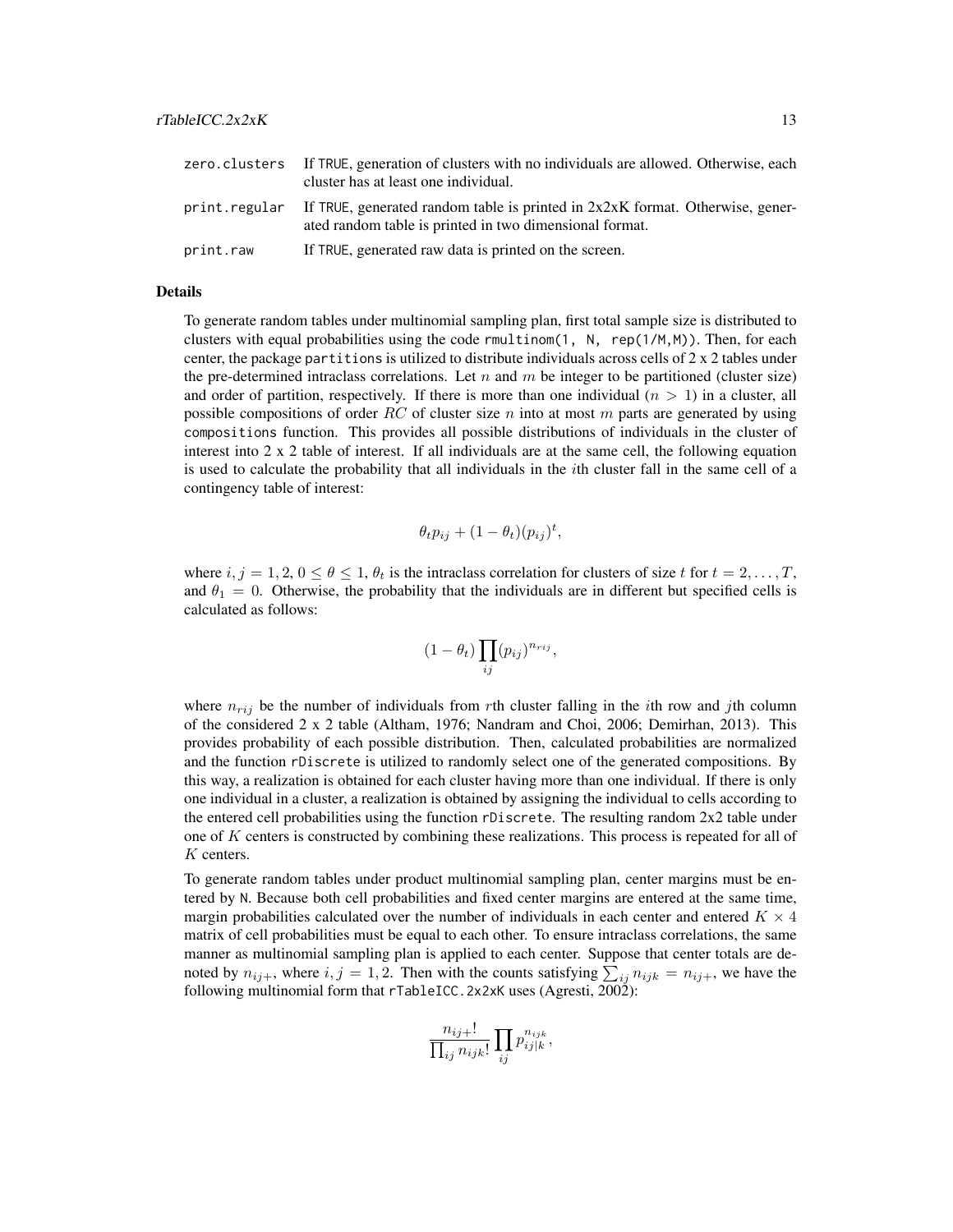| | |
|---|---|
| zero.clusters | If TRUE, generation of clusters with no individuals are allowed. Otherwise, each cluster has at least one individual. |
| print.regular | If TRUE, generated random table is printed in 2x2xK format. Otherwise, generated random table is printed in two dimensional format. |
| print.raw | If TRUE, generated raw data is printed on the screen. |

### Details

To generate random tables under multinomial sampling plan, first total sample size is distributed to clusters with equal probabilities using the code `rmultinom(1, N, rep(1/M,M))`. Then, for each center, the package `partitions` is utilized to distribute individuals across cells of 2 x 2 tables under the pre-determined intraclass correlations. Let $n$ and $m$ be integer to be partitioned (cluster size) and order of partition, respectively. If there is more than one individual ($n > 1$) in a cluster, all possible compositions of order $RC$ of cluster size $n$ into at most $m$ parts are generated by using `compositions` function. This provides all possible distributions of individuals in the cluster of interest into 2 x 2 table of interest. If all individuals are at the same cell, the following equation is used to calculate the probability that all individuals in the $i$th cluster fall in the same cell of a contingency table of interest:

$$\theta_t p_{ij} + (1 - \theta_t)(p_{ij})^t,$$

where $i, j = 1, 2$, $0 \leq \theta \leq 1$, $\theta_t$ is the intraclass correlation for clusters of size $t$ for $t = 2, \ldots, T$, and $\theta_1 = 0$. Otherwise, the probability that the individuals are in different but specified cells is calculated as follows:

$$(1 - \theta_t) \prod_{ij} (p_{ij})^{n_{rij}},$$

where $n_{rij}$ be the number of individuals from $r$th cluster falling in the $i$th row and $j$th column of the considered 2 x 2 table (Altham, 1976; Nandram and Choi, 2006; Demirhan, 2013). This provides probability of each possible distribution. Then, calculated probabilities are normalized and the function `rDiscrete` is utilized to randomly select one of the generated compositions. By this way, a realization is obtained for each cluster having more than one individual. If there is only one individual in a cluster, a realization is obtained by assigning the individual to cells according to the entered cell probabilities using the function `rDiscrete`. The resulting random 2x2 table under one of $K$ centers is constructed by combining these realizations. This process is repeated for all of $K$ centers.

To generate random tables under product multinomial sampling plan, center margins must be entered by `N`. Because both cell probabilities and fixed center margins are entered at the same time, margin probabilities calculated over the number of individuals in each center and entered $K \times 4$ matrix of cell probabilities must be equal to each other. To ensure intraclass correlations, the same manner as multinomial sampling plan is applied to each center. Suppose that center totals are denoted by $n_{ij+}$, where $i, j = 1, 2$. Then with the counts satisfying $\sum_{ij} n_{ijk} = n_{ij+}$, we have the following multinomial form that `rTableICC.2x2xK` uses (Agresti, 2002):

$$\frac{n_{ij+}!}{\prod_{ij} n_{ijk}!} \prod_{ij} p_{ij|k}^{n_{ijk}},$$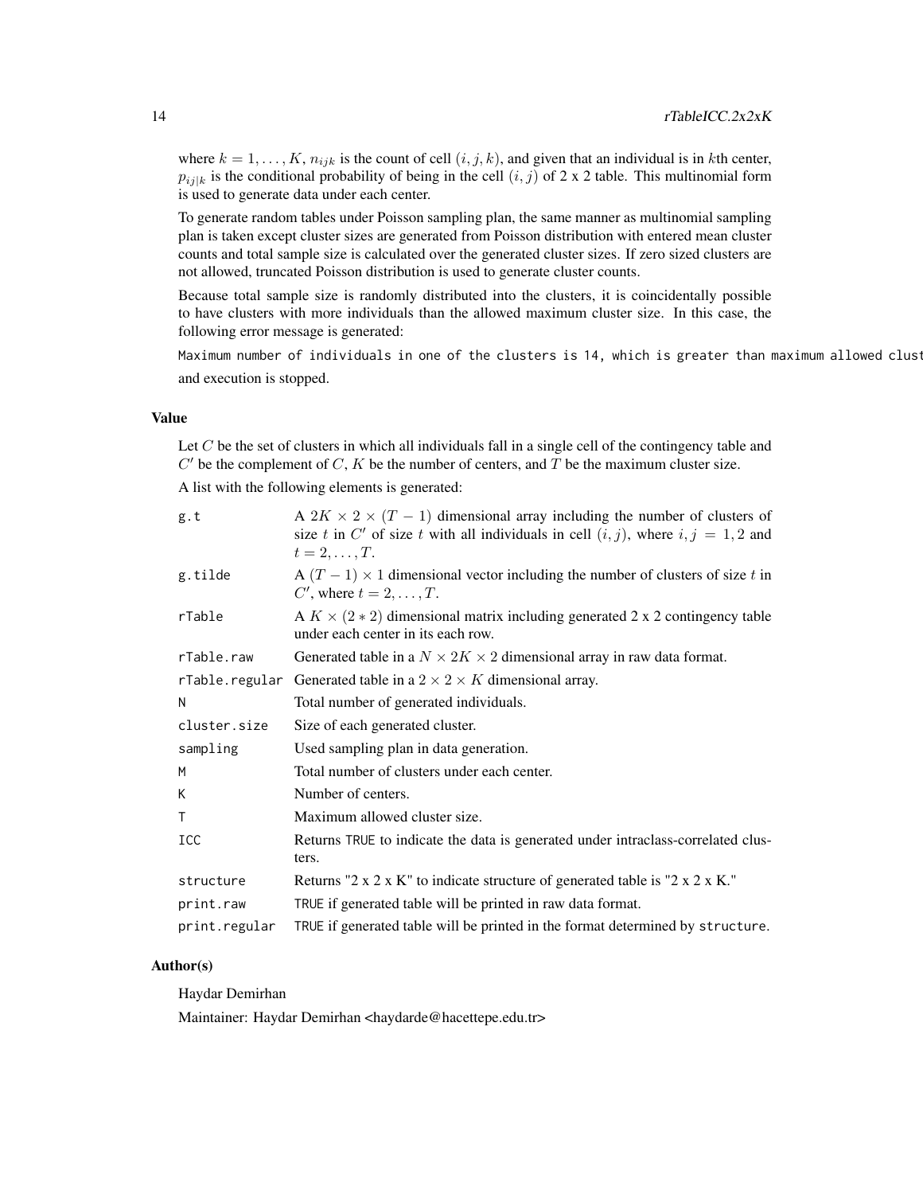where $k = 1, \ldots, K$, $n_{ijk}$ is the count of cell $(i, j, k)$, and given that an individual is in $k$th center, $p_{ij|k}$ is the conditional probability of being in the cell $(i, j)$ of 2 x 2 table. This multinomial form is used to generate data under each center.

To generate random tables under Poisson sampling plan, the same manner as multinomial sampling plan is taken except cluster sizes are generated from Poisson distribution with entered mean cluster counts and total sample size is calculated over the generated cluster sizes. If zero sized clusters are not allowed, truncated Poisson distribution is used to generate cluster counts.

Because total sample size is randomly distributed into the clusters, it is coincidentally possible to have clusters with more individuals than the allowed maximum cluster size. In this case, the following error message is generated:

```
Maximum number of individuals in one of the clusters is 14, which is greater than maximum allowed clust
```

and execution is stopped.

### Value

Let $C$ be the set of clusters in which all individuals fall in a single cell of the contingency table and $C'$ be the complement of $C$, $K$ be the number of centers, and $T$ be the maximum cluster size.

A list with the following elements is generated:

| | |
|---|---|
| `g.t` | A $2K \times 2 \times (T-1)$ dimensional array including the number of clusters of size $t$ in $C'$ of size $t$ with all individuals in cell $(i, j)$, where $i, j = 1, 2$ and $t = 2, \ldots, T$. |
| `g.tilde` | A $(T-1) \times 1$ dimensional vector including the number of clusters of size $t$ in $C'$, where $t = 2, \ldots, T$. |
| `rTable` | A $K \times (2 * 2)$ dimensional matrix including generated 2 x 2 contingency table under each center in its each row. |
| `rTable.raw` | Generated table in a $N \times 2K \times 2$ dimensional array in raw data format. |
| `rTable.regular` | Generated table in a $2 \times 2 \times K$ dimensional array. |
| `N` | Total number of generated individuals. |
| `cluster.size` | Size of each generated cluster. |
| `sampling` | Used sampling plan in data generation. |
| `M` | Total number of clusters under each center. |
| `K` | Number of centers. |
| `T` | Maximum allowed cluster size. |
| `ICC` | Returns `TRUE` to indicate the data is generated under intraclass-correlated clusters. |
| `structure` | Returns "2 x 2 x K" to indicate structure of generated table is "2 x 2 x K." |
| `print.raw` | `TRUE` if generated table will be printed in raw data format. |
| `print.regular` | `TRUE` if generated table will be printed in the format determined by `structure`. |

### Author(s)

Haydar Demirhan

Maintainer: Haydar Demirhan <haydarde@hacettepe.edu.tr>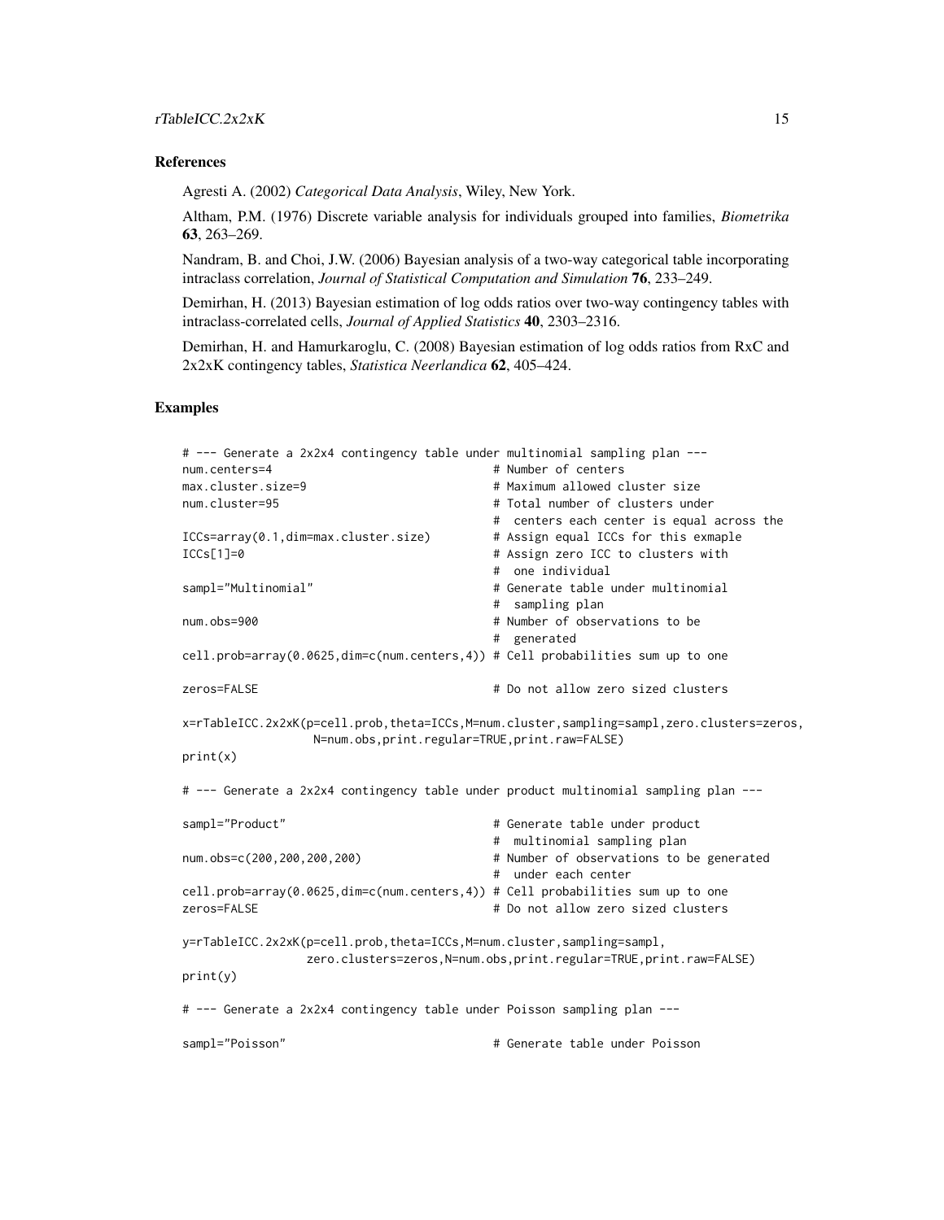## References

Agresti A. (2002) *Categorical Data Analysis*, Wiley, New York.

Altham, P.M. (1976) Discrete variable analysis for individuals grouped into families, *Biometrika* **63**, 263–269.

Nandram, B. and Choi, J.W. (2006) Bayesian analysis of a two-way categorical table incorporating intraclass correlation, *Journal of Statistical Computation and Simulation* **76**, 233–249.

Demirhan, H. (2013) Bayesian estimation of log odds ratios over two-way contingency tables with intraclass-correlated cells, *Journal of Applied Statistics* **40**, 2303–2316.

Demirhan, H. and Hamurkaroglu, C. (2008) Bayesian estimation of log odds ratios from RxC and 2x2xK contingency tables, *Statistica Neerlandica* **62**, 405–424.

## Examples

```
# --- Generate a 2x2x4 contingency table under multinomial sampling plan ---
num.centers=4                              # Number of centers
max.cluster.size=9                         # Maximum allowed cluster size
num.cluster=95                             # Total number of clusters under
                                           #  centers each center is equal across the
ICCs=array(0.1,dim=max.cluster.size)       # Assign equal ICCs for this exmaple
ICCs[1]=0                                  # Assign zero ICC to clusters with
                                           #  one individual
sampl="Multinomial"                        # Generate table under multinomial
                                           #  sampling plan
num.obs=900                                # Number of observations to be
                                           #  generated
cell.prob=array(0.0625,dim=c(num.centers,4)) # Cell probabilities sum up to one

zeros=FALSE                                # Do not allow zero sized clusters

x=rTableICC.2x2xK(p=cell.prob,theta=ICCs,M=num.cluster,sampling=sampl,zero.clusters=zeros,
                 N=num.obs,print.regular=TRUE,print.raw=FALSE)
print(x)

# --- Generate a 2x2x4 contingency table under product multinomial sampling plan ---

sampl="Product"                            # Generate table under product
                                           #  multinomial sampling plan
num.obs=c(200,200,200,200)                 # Number of observations to be generated
                                           #  under each center
cell.prob=array(0.0625,dim=c(num.centers,4)) # Cell probabilities sum up to one
zeros=FALSE                                # Do not allow zero sized clusters

y=rTableICC.2x2xK(p=cell.prob,theta=ICCs,M=num.cluster,sampling=sampl,
                zero.clusters=zeros,N=num.obs,print.regular=TRUE,print.raw=FALSE)
print(y)

# --- Generate a 2x2x4 contingency table under Poisson sampling plan ---

sampl="Poisson"                            # Generate table under Poisson
```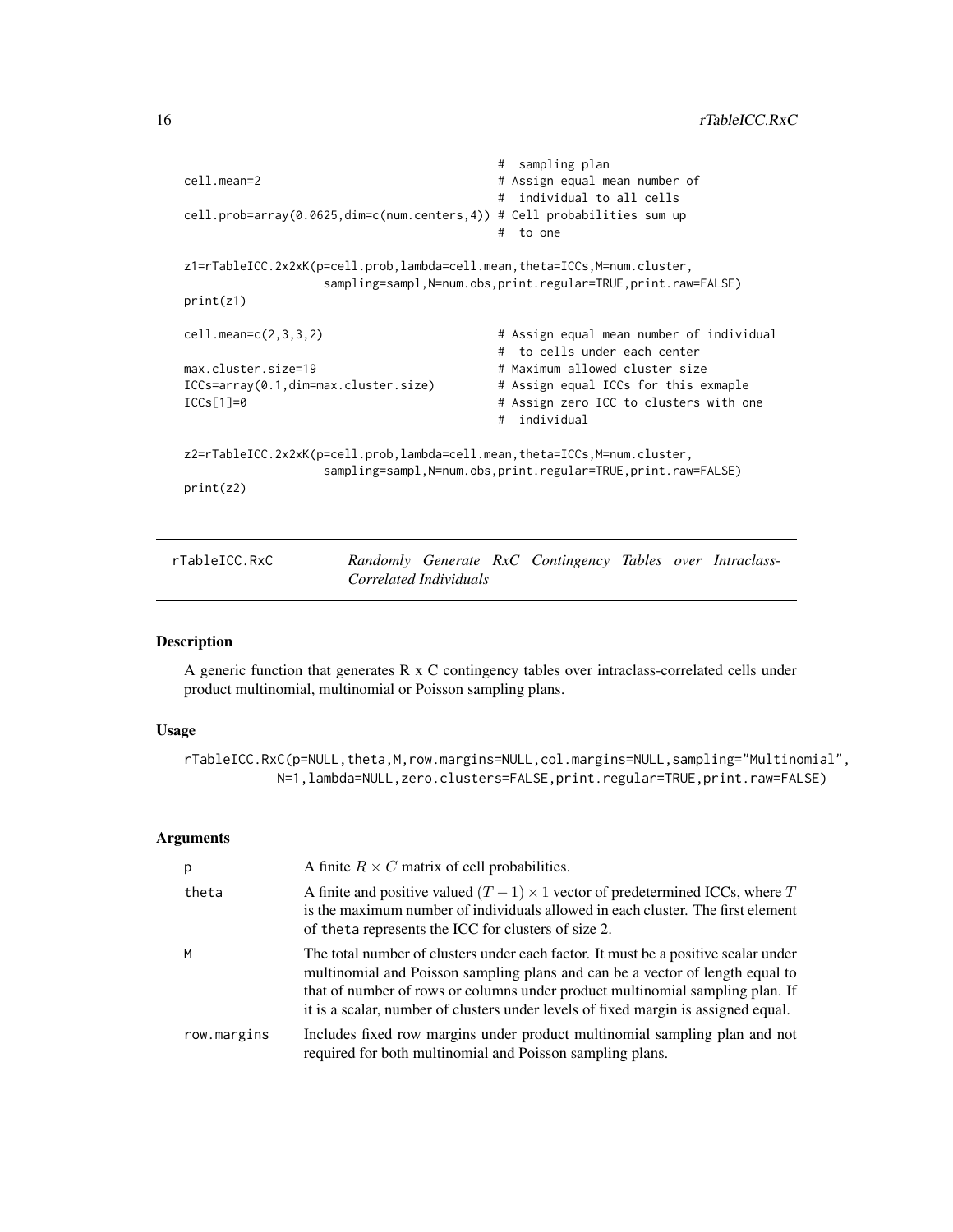```
                                               #  sampling plan
cell.mean=2                                    # Assign equal mean number of
                                               #  individual to all cells
cell.prob=array(0.0625,dim=c(num.centers,4)) # Cell probabilities sum up
                                               #  to one

z1=rTableICC.2x2xK(p=cell.prob,lambda=cell.mean,theta=ICCs,M=num.cluster,
                   sampling=sampl,N=num.obs,print.regular=TRUE,print.raw=FALSE)
print(z1)

cell.mean=c(2,3,3,2)                           # Assign equal mean number of individual
                                               #  to cells under each center
max.cluster.size=19                            # Maximum allowed cluster size
ICCs=array(0.1,dim=max.cluster.size)           # Assign equal ICCs for this exmaple
ICCs[1]=0                                      # Assign zero ICC to clusters with one
                                               #  individual

z2=rTableICC.2x2xK(p=cell.prob,lambda=cell.mean,theta=ICCs,M=num.cluster,
                   sampling=sampl,N=num.obs,print.regular=TRUE,print.raw=FALSE)
print(z2)
```

## rTableICC.RxC — *Randomly Generate RxC Contingency Tables over Intraclass-Correlated Individuals*

### Description

A generic function that generates R x C contingency tables over intraclass-correlated cells under product multinomial, multinomial or Poisson sampling plans.

### Usage

```
rTableICC.RxC(p=NULL,theta,M,row.margins=NULL,col.margins=NULL,sampling="Multinomial",
            N=1,lambda=NULL,zero.clusters=FALSE,print.regular=TRUE,print.raw=FALSE)
```

### Arguments

| | |
|---|---|
| p | A finite $R \times C$ matrix of cell probabilities. |
| theta | A finite and positive valued $(T-1) \times 1$ vector of predetermined ICCs, where $T$ is the maximum number of individuals allowed in each cluster. The first element of theta represents the ICC for clusters of size 2. |
| M | The total number of clusters under each factor. It must be a positive scalar under multinomial and Poisson sampling plans and can be a vector of length equal to that of number of rows or columns under product multinomial sampling plan. If it is a scalar, number of clusters under levels of fixed margin is assigned equal. |
| row.margins | Includes fixed row margins under product multinomial sampling plan and not required for both multinomial and Poisson sampling plans. |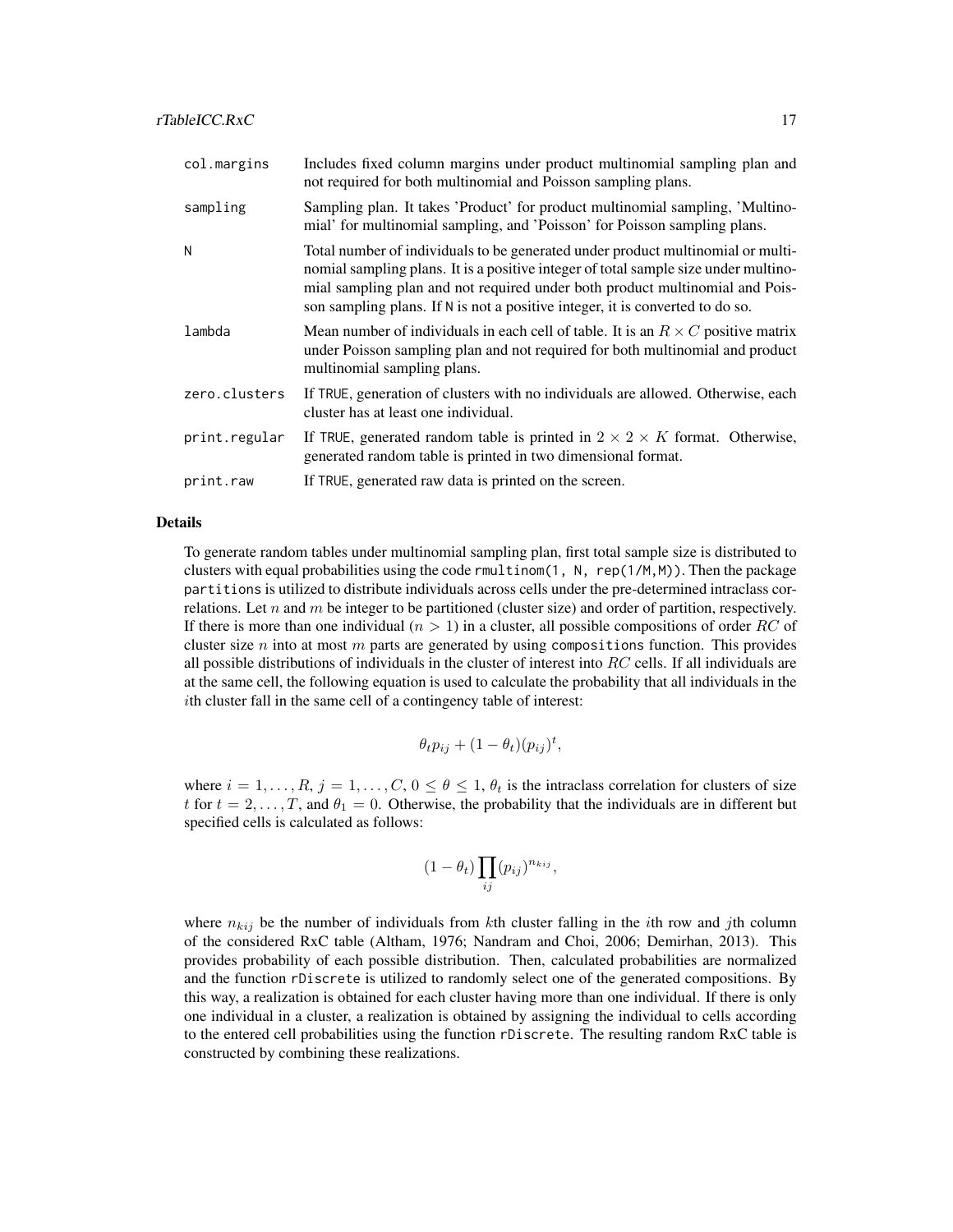| | |
|---|---|
| `col.margins` | Includes fixed column margins under product multinomial sampling plan and not required for both multinomial and Poisson sampling plans. |
| `sampling` | Sampling plan. It takes 'Product' for product multinomial sampling, 'Multinomial' for multinomial sampling, and 'Poisson' for Poisson sampling plans. |
| `N` | Total number of individuals to be generated under product multinomial or multinomial sampling plans. It is a positive integer of total sample size under multinomial sampling plan and not required under both product multinomial and Poisson sampling plans. If `N` is not a positive integer, it is converted to do so. |
| `lambda` | Mean number of individuals in each cell of table. It is an $R \times C$ positive matrix under Poisson sampling plan and not required for both multinomial and product multinomial sampling plans. |
| `zero.clusters` | If `TRUE`, generation of clusters with no individuals are allowed. Otherwise, each cluster has at least one individual. |
| `print.regular` | If `TRUE`, generated random table is printed in $2 \times 2 \times K$ format. Otherwise, generated random table is printed in two dimensional format. |
| `print.raw` | If `TRUE`, generated raw data is printed on the screen. |

## Details

To generate random tables under multinomial sampling plan, first total sample size is distributed to clusters with equal probabilities using the code `rmultinom(1, N, rep(1/M,M))`. Then the package `partitions` is utilized to distribute individuals across cells under the pre-determined intraclass correlations. Let $n$ and $m$ be integer to be partitioned (cluster size) and order of partition, respectively. If there is more than one individual ($n > 1$) in a cluster, all possible compositions of order $RC$ of cluster size $n$ into at most $m$ parts are generated by using `compositions` function. This provides all possible distributions of individuals in the cluster of interest into $RC$ cells. If all individuals are at the same cell, the following equation is used to calculate the probability that all individuals in the $i$th cluster fall in the same cell of a contingency table of interest:

$$\theta_t p_{ij} + (1 - \theta_t)(p_{ij})^t,$$

where $i = 1, \ldots, R$, $j = 1, \ldots, C$, $0 \leq \theta \leq 1$, $\theta_t$ is the intraclass correlation for clusters of size $t$ for $t = 2, \ldots, T$, and $\theta_1 = 0$. Otherwise, the probability that the individuals are in different but specified cells is calculated as follows:

$$(1 - \theta_t) \prod_{ij} (p_{ij})^{n_{kij}},$$

where $n_{kij}$ be the number of individuals from $k$th cluster falling in the $i$th row and $j$th column of the considered RxC table (Altham, 1976; Nandram and Choi, 2006; Demirhan, 2013). This provides probability of each possible distribution. Then, calculated probabilities are normalized and the function `rDiscrete` is utilized to randomly select one of the generated compositions. By this way, a realization is obtained for each cluster having more than one individual. If there is only one individual in a cluster, a realization is obtained by assigning the individual to cells according to the entered cell probabilities using the function `rDiscrete`. The resulting random RxC table is constructed by combining these realizations.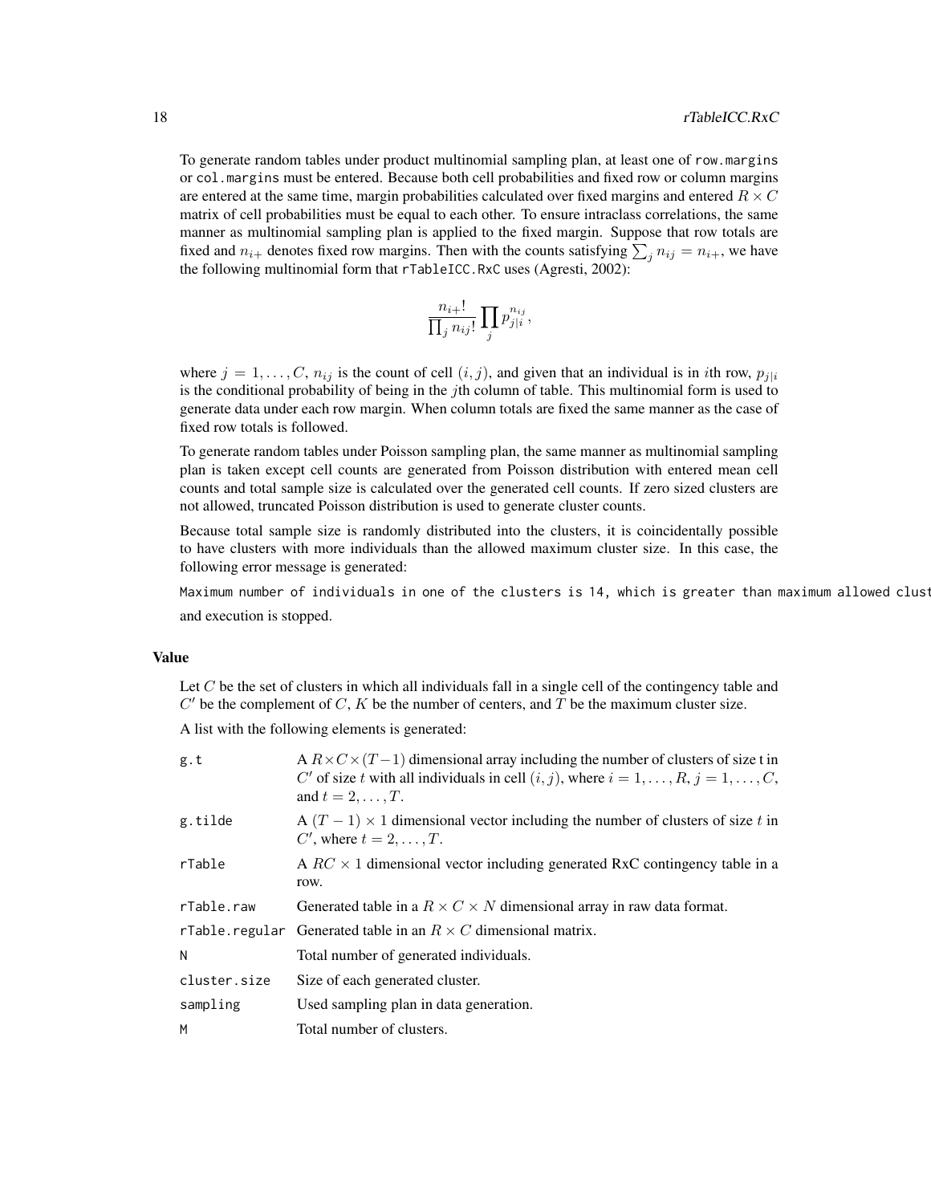To generate random tables under product multinomial sampling plan, at least one of `row.margins` or `col.margins` must be entered. Because both cell probabilities and fixed row or column margins are entered at the same time, margin probabilities calculated over fixed margins and entered $R \times C$ matrix of cell probabilities must be equal to each other. To ensure intraclass correlations, the same manner as multinomial sampling plan is applied to the fixed margin. Suppose that row totals are fixed and $n_{i+}$ denotes fixed row margins. Then with the counts satisfying $\sum_j n_{ij} = n_{i+}$, we have the following multinomial form that `rTableICC.RxC` uses (Agresti, 2002):

$$\frac{n_{i+}!}{\prod_j n_{ij}!} \prod_j p_{j|i}^{n_{ij}},$$

where $j = 1, \ldots, C$, $n_{ij}$ is the count of cell $(i, j)$, and given that an individual is in $i$th row, $p_{j|i}$ is the conditional probability of being in the $j$th column of table. This multinomial form is used to generate data under each row margin. When column totals are fixed the same manner as the case of fixed row totals is followed.

To generate random tables under Poisson sampling plan, the same manner as multinomial sampling plan is taken except cell counts are generated from Poisson distribution with entered mean cell counts and total sample size is calculated over the generated cell counts. If zero sized clusters are not allowed, truncated Poisson distribution is used to generate cluster counts.

Because total sample size is randomly distributed into the clusters, it is coincidentally possible to have clusters with more individuals than the allowed maximum cluster size. In this case, the following error message is generated:

`Maximum number of individuals in one of the clusters is 14, which is greater than maximum allowed clust`

and execution is stopped.

### Value

Let $C$ be the set of clusters in which all individuals fall in a single cell of the contingency table and $C'$ be the complement of $C$, $K$ be the number of centers, and $T$ be the maximum cluster size.

A list with the following elements is generated:

| | |
|---|---|
| `g.t` | A $R \times C \times (T-1)$ dimensional array including the number of clusters of size t in $C'$ of size $t$ with all individuals in cell $(i, j)$, where $i = 1, \ldots, R$, $j = 1, \ldots, C$, and $t = 2, \ldots, T$. |
| `g.tilde` | A $(T-1) \times 1$ dimensional vector including the number of clusters of size $t$ in $C'$, where $t = 2, \ldots, T$. |
| `rTable` | A $RC \times 1$ dimensional vector including generated RxC contingency table in a row. |
| `rTable.raw` | Generated table in a $R \times C \times N$ dimensional array in raw data format. |
| `rTable.regular` | Generated table in an $R \times C$ dimensional matrix. |
| `N` | Total number of generated individuals. |
| `cluster.size` | Size of each generated cluster. |
| `sampling` | Used sampling plan in data generation. |
| `M` | Total number of clusters. |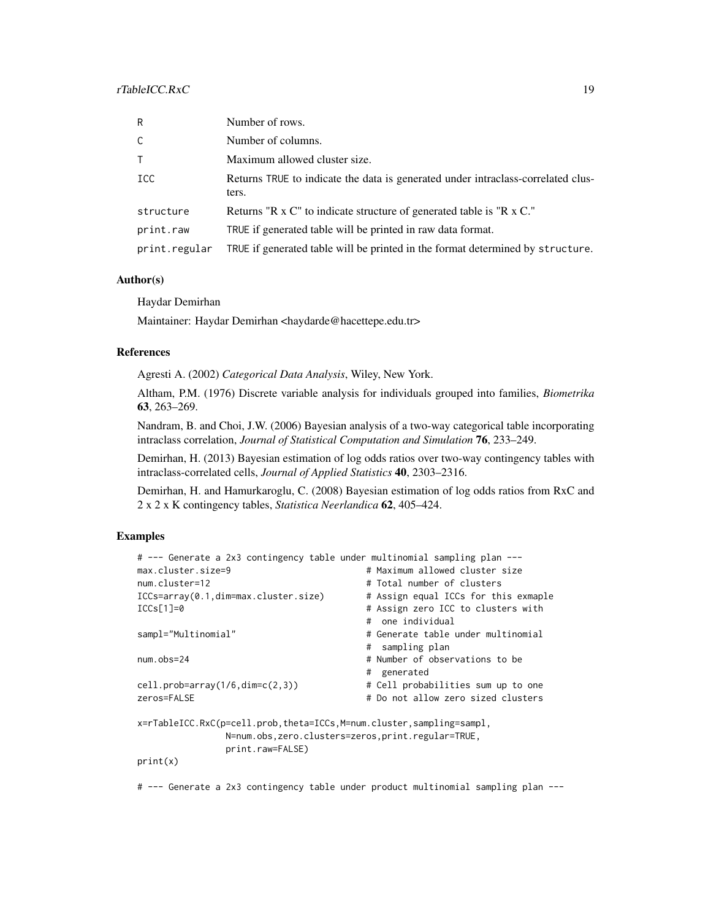| | |
|---|---|
| R | Number of rows. |
| C | Number of columns. |
| T | Maximum allowed cluster size. |
| ICC | Returns TRUE to indicate the data is generated under intraclass-correlated clusters. |
| structure | Returns "R x C" to indicate structure of generated table is "R x C." |
| print.raw | TRUE if generated table will be printed in raw data format. |
| print.regular | TRUE if generated table will be printed in the format determined by structure. |

## Author(s)

Haydar Demirhan

Maintainer: Haydar Demirhan <haydarde@hacettepe.edu.tr>

## References

Agresti A. (2002) *Categorical Data Analysis*, Wiley, New York.

Altham, P.M. (1976) Discrete variable analysis for individuals grouped into families, *Biometrika* **63**, 263–269.

Nandram, B. and Choi, J.W. (2006) Bayesian analysis of a two-way categorical table incorporating intraclass correlation, *Journal of Statistical Computation and Simulation* **76**, 233–249.

Demirhan, H. (2013) Bayesian estimation of log odds ratios over two-way contingency tables with intraclass-correlated cells, *Journal of Applied Statistics* **40**, 2303–2316.

Demirhan, H. and Hamurkaroglu, C. (2008) Bayesian estimation of log odds ratios from RxC and 2 x 2 x K contingency tables, *Statistica Neerlandica* **62**, 405–424.

## Examples

```
# --- Generate a 2x3 contingency table under multinomial sampling plan ---
max.cluster.size=9                          # Maximum allowed cluster size
num.cluster=12                              # Total number of clusters
ICCs=array(0.1,dim=max.cluster.size)        # Assign equal ICCs for this exmaple
ICCs[1]=0                                   # Assign zero ICC to clusters with
                                            #  one individual
sampl="Multinomial"                         # Generate table under multinomial
                                            #  sampling plan
num.obs=24                                  # Number of observations to be
                                            #  generated
cell.prob=array(1/6,dim=c(2,3))             # Cell probabilities sum up to one
zeros=FALSE                                 # Do not allow zero sized clusters

x=rTableICC.RxC(p=cell.prob,theta=ICCs,M=num.cluster,sampling=sampl,
                N=num.obs,zero.clusters=zeros,print.regular=TRUE,
                print.raw=FALSE)
print(x)

# --- Generate a 2x3 contingency table under product multinomial sampling plan ---
```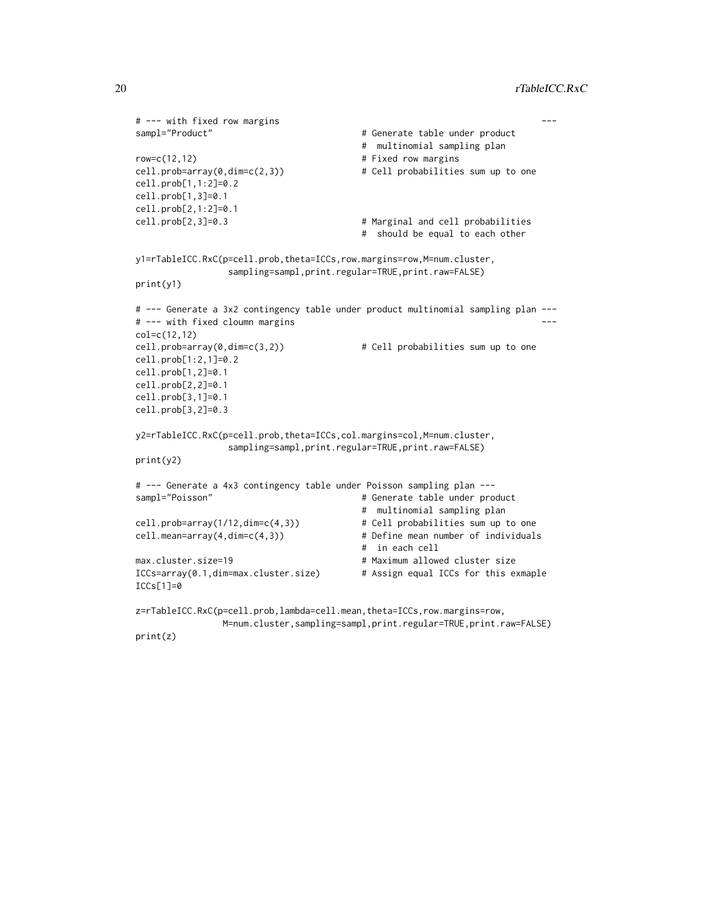```
# --- with fixed row margins                                              ---
sampl="Product"                          # Generate table under product
                                         #  multinomial sampling plan
row=c(12,12)                             # Fixed row margins
cell.prob=array(0,dim=c(2,3))            # Cell probabilities sum up to one
cell.prob[1,1:2]=0.2
cell.prob[1,3]=0.1
cell.prob[2,1:2]=0.1
cell.prob[2,3]=0.3                       # Marginal and cell probabilities
                                         #  should be equal to each other

y1=rTableICC.RxC(p=cell.prob,theta=ICCs,row.margins=row,M=num.cluster,
                 sampling=sampl,print.regular=TRUE,print.raw=FALSE)
print(y1)

# --- Generate a 3x2 contingency table under product multinomial sampling plan ---
# --- with fixed cloumn margins                                                 ---
col=c(12,12)
cell.prob=array(0,dim=c(3,2))            # Cell probabilities sum up to one
cell.prob[1:2,1]=0.2
cell.prob[1,2]=0.1
cell.prob[2,2]=0.1
cell.prob[3,1]=0.1
cell.prob[3,2]=0.3

y2=rTableICC.RxC(p=cell.prob,theta=ICCs,col.margins=col,M=num.cluster,
                 sampling=sampl,print.regular=TRUE,print.raw=FALSE)
print(y2)

# --- Generate a 4x3 contingency table under Poisson sampling plan ---
sampl="Poisson"                          # Generate table under product
                                         #  multinomial sampling plan
cell.prob=array(1/12,dim=c(4,3))         # Cell probabilities sum up to one
cell.mean=array(4,dim=c(4,3))            # Define mean number of individuals
                                         #  in each cell
max.cluster.size=19                      # Maximum allowed cluster size
ICCs=array(0.1,dim=max.cluster.size)     # Assign equal ICCs for this exmaple
ICCs[1]=0

z=rTableICC.RxC(p=cell.prob,lambda=cell.mean,theta=ICCs,row.margins=row,
                M=num.cluster,sampling=sampl,print.regular=TRUE,print.raw=FALSE)
print(z)
```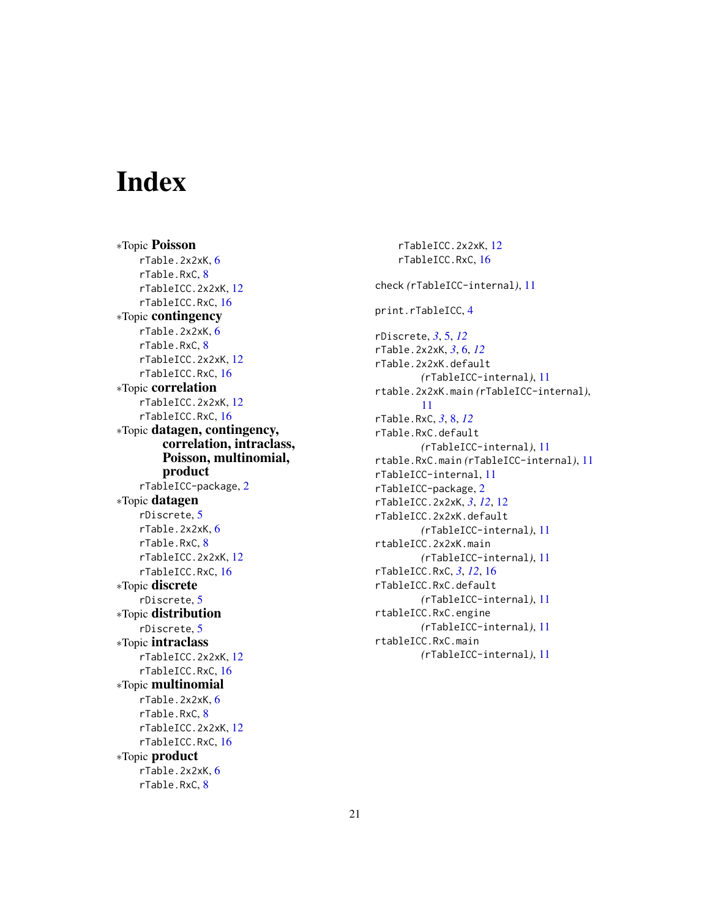# Index

*Topic **Poisson**
- rTable.2x2xK, 6
- rTable.RxC, 8
- rTableICC.2x2xK, 12
- rTableICC.RxC, 16

*Topic **contingency**
- rTable.2x2xK, 6
- rTable.RxC, 8
- rTableICC.2x2xK, 12
- rTableICC.RxC, 16

*Topic **correlation**
- rTableICC.2x2xK, 12
- rTableICC.RxC, 16

*Topic **datagen, contingency, correlation, intraclass, Poisson, multinomial, product**
- rTableICC-package, 2

*Topic **datagen**
- rDiscrete, 5
- rTable.2x2xK, 6
- rTable.RxC, 8
- rTableICC.2x2xK, 12
- rTableICC.RxC, 16

*Topic **discrete**
- rDiscrete, 5

*Topic **distribution**
- rDiscrete, 5

*Topic **intraclass**
- rTableICC.2x2xK, 12
- rTableICC.RxC, 16

*Topic **multinomial**
- rTable.2x2xK, 6
- rTable.RxC, 8
- rTableICC.2x2xK, 12
- rTableICC.RxC, 16

*Topic **product**
- rTable.2x2xK, 6
- rTable.RxC, 8
- rTableICC.2x2xK, 12
- rTableICC.RxC, 16

check *(rTableICC-internal)*, 11

print.rTableICC, 4

rDiscrete, *3*, 5, *12*
rTable.2x2xK, *3*, 6, *12*
rTable.2x2xK.default *(rTableICC-internal)*, 11
rtable.2x2xK.main *(rTableICC-internal)*, 11
rTable.RxC, *3*, 8, *12*
rTable.RxC.default *(rTableICC-internal)*, 11
rtable.RxC.main *(rTableICC-internal)*, 11
rTableICC-internal, 11
rTableICC-package, 2
rTableICC.2x2xK, *3*, *12*, 12
rTableICC.2x2xK.default *(rTableICC-internal)*, 11
rtableICC.2x2xK.main *(rTableICC-internal)*, 11
rTableICC.RxC, *3*, *12*, 16
rTableICC.RxC.default *(rTableICC-internal)*, 11
rtableICC.RxC.engine *(rTableICC-internal)*, 11
rtableICC.RxC.main *(rTableICC-internal)*, 11